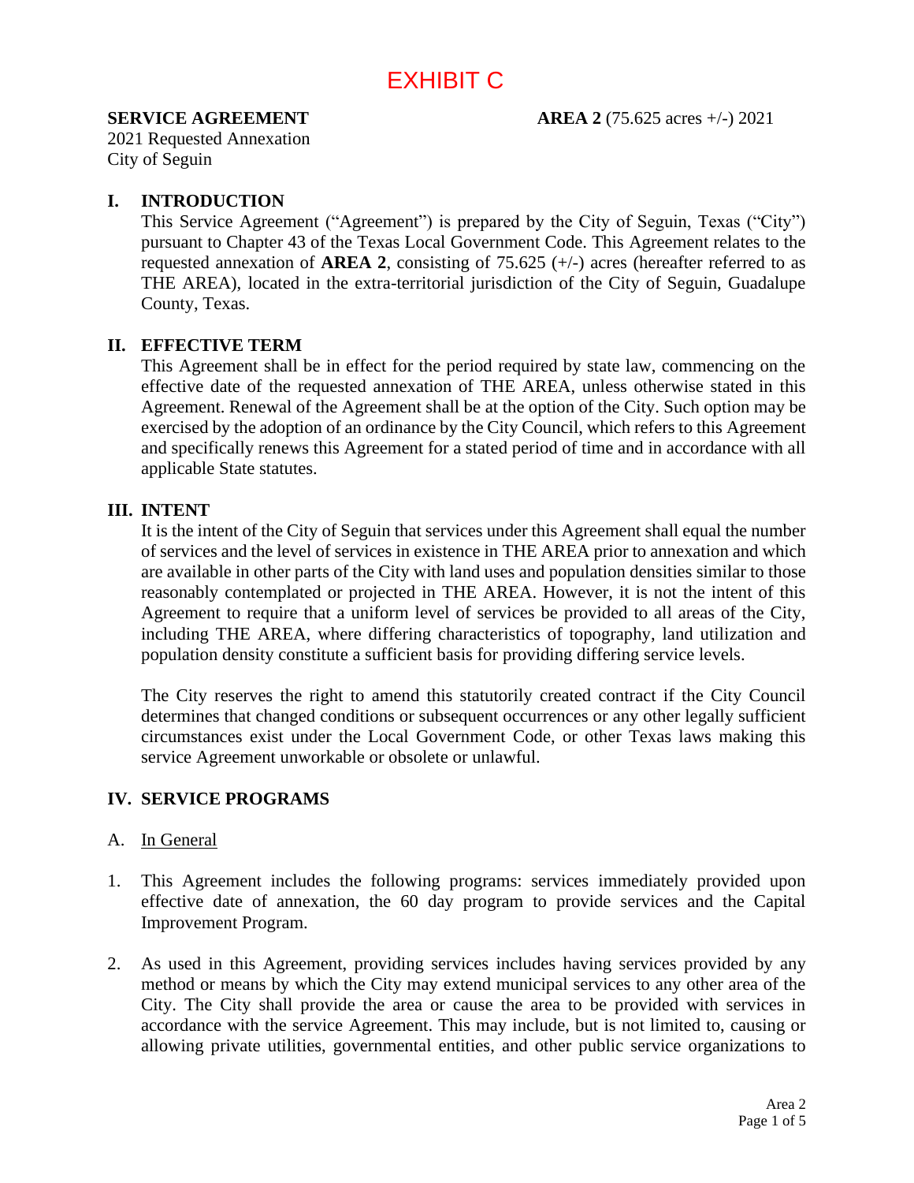# EXHIBIT C

**SERVICE AGREEMENT** **AREA 2** (75.625 acres +/-) 2021

2021 Requested Annexation
City of Seguin

## I. INTRODUCTION

This Service Agreement ("Agreement") is prepared by the City of Seguin, Texas ("City") pursuant to Chapter 43 of the Texas Local Government Code. This Agreement relates to the requested annexation of **AREA 2**, consisting of 75.625 (+/-) acres (hereafter referred to as THE AREA), located in the extra-territorial jurisdiction of the City of Seguin, Guadalupe County, Texas.

## II. EFFECTIVE TERM

This Agreement shall be in effect for the period required by state law, commencing on the effective date of the requested annexation of THE AREA, unless otherwise stated in this Agreement. Renewal of the Agreement shall be at the option of the City. Such option may be exercised by the adoption of an ordinance by the City Council, which refers to this Agreement and specifically renews this Agreement for a stated period of time and in accordance with all applicable State statutes.

## III. INTENT

It is the intent of the City of Seguin that services under this Agreement shall equal the number of services and the level of services in existence in THE AREA prior to annexation and which are available in other parts of the City with land uses and population densities similar to those reasonably contemplated or projected in THE AREA. However, it is not the intent of this Agreement to require that a uniform level of services be provided to all areas of the City, including THE AREA, where differing characteristics of topography, land utilization and population density constitute a sufficient basis for providing differing service levels.

The City reserves the right to amend this statutorily created contract if the City Council determines that changed conditions or subsequent occurrences or any other legally sufficient circumstances exist under the Local Government Code, or other Texas laws making this service Agreement unworkable or obsolete or unlawful.

## IV. SERVICE PROGRAMS

A. In General

1. This Agreement includes the following programs: services immediately provided upon effective date of annexation, the 60 day program to provide services and the Capital Improvement Program.

2. As used in this Agreement, providing services includes having services provided by any method or means by which the City may extend municipal services to any other area of the City. The City shall provide the area or cause the area to be provided with services in accordance with the service Agreement. This may include, but is not limited to, causing or allowing private utilities, governmental entities, and other public service organizations to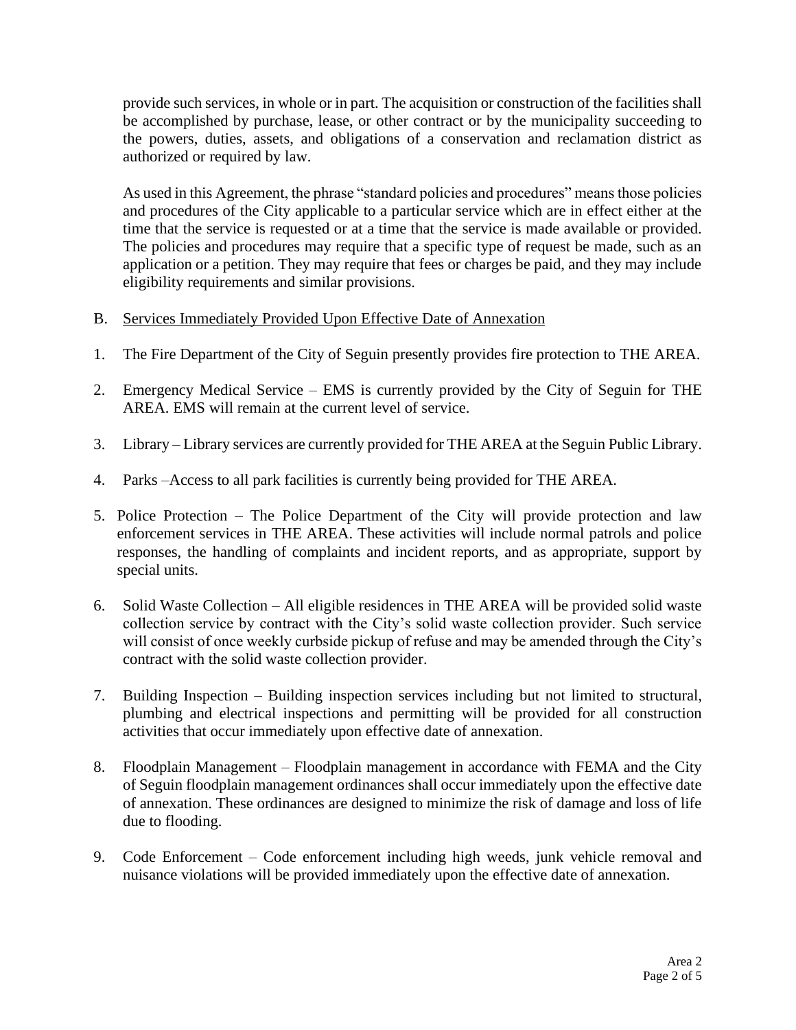provide such services, in whole or in part. The acquisition or construction of the facilities shall be accomplished by purchase, lease, or other contract or by the municipality succeeding to the powers, duties, assets, and obligations of a conservation and reclamation district as authorized or required by law.

As used in this Agreement, the phrase "standard policies and procedures" means those policies and procedures of the City applicable to a particular service which are in effect either at the time that the service is requested or at a time that the service is made available or provided. The policies and procedures may require that a specific type of request be made, such as an application or a petition. They may require that fees or charges be paid, and they may include eligibility requirements and similar provisions.

B. <u>Services Immediately Provided Upon Effective Date of Annexation</u>

1. The Fire Department of the City of Seguin presently provides fire protection to THE AREA.

2. Emergency Medical Service – EMS is currently provided by the City of Seguin for THE AREA. EMS will remain at the current level of service.

3. Library – Library services are currently provided for THE AREA at the Seguin Public Library.

4. Parks –Access to all park facilities is currently being provided for THE AREA.

5. Police Protection – The Police Department of the City will provide protection and law enforcement services in THE AREA. These activities will include normal patrols and police responses, the handling of complaints and incident reports, and as appropriate, support by special units.

6. Solid Waste Collection – All eligible residences in THE AREA will be provided solid waste collection service by contract with the City's solid waste collection provider. Such service will consist of once weekly curbside pickup of refuse and may be amended through the City's contract with the solid waste collection provider.

7. Building Inspection – Building inspection services including but not limited to structural, plumbing and electrical inspections and permitting will be provided for all construction activities that occur immediately upon effective date of annexation.

8. Floodplain Management – Floodplain management in accordance with FEMA and the City of Seguin floodplain management ordinances shall occur immediately upon the effective date of annexation. These ordinances are designed to minimize the risk of damage and loss of life due to flooding.

9. Code Enforcement – Code enforcement including high weeds, junk vehicle removal and nuisance violations will be provided immediately upon the effective date of annexation.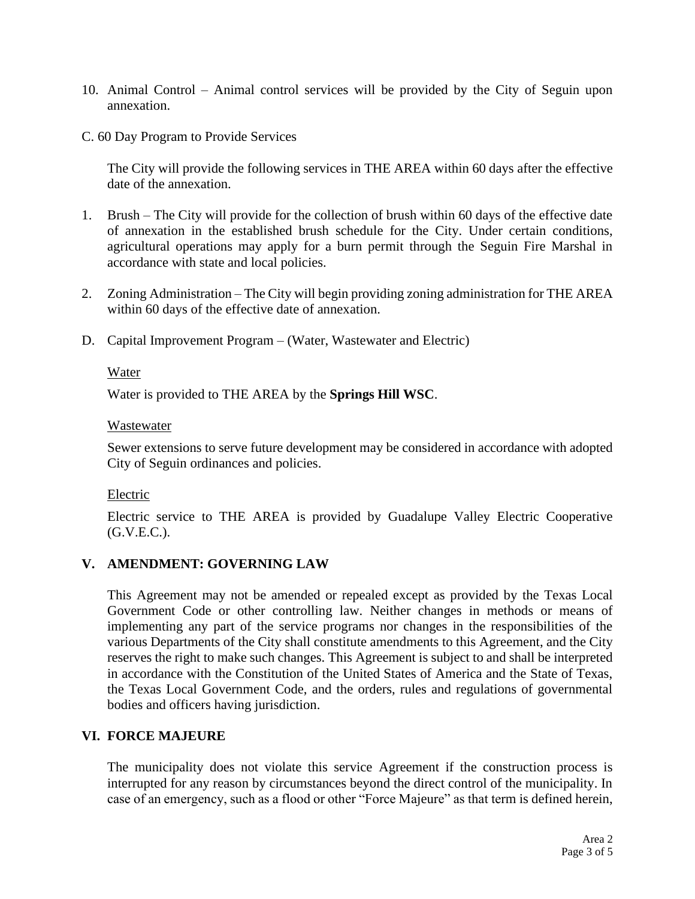10. Animal Control – Animal control services will be provided by the City of Seguin upon annexation.

C. 60 Day Program to Provide Services

The City will provide the following services in THE AREA within 60 days after the effective date of the annexation.

1. Brush – The City will provide for the collection of brush within 60 days of the effective date of annexation in the established brush schedule for the City. Under certain conditions, agricultural operations may apply for a burn permit through the Seguin Fire Marshal in accordance with state and local policies.

2. Zoning Administration – The City will begin providing zoning administration for THE AREA within 60 days of the effective date of annexation.

D. Capital Improvement Program – (Water, Wastewater and Electric)

<u>Water</u>

Water is provided to THE AREA by the **Springs Hill WSC**.

<u>Wastewater</u>

Sewer extensions to serve future development may be considered in accordance with adopted City of Seguin ordinances and policies.

<u>Electric</u>

Electric service to THE AREA is provided by Guadalupe Valley Electric Cooperative (G.V.E.C.).

## V. AMENDMENT: GOVERNING LAW

This Agreement may not be amended or repealed except as provided by the Texas Local Government Code or other controlling law. Neither changes in methods or means of implementing any part of the service programs nor changes in the responsibilities of the various Departments of the City shall constitute amendments to this Agreement, and the City reserves the right to make such changes. This Agreement is subject to and shall be interpreted in accordance with the Constitution of the United States of America and the State of Texas, the Texas Local Government Code, and the orders, rules and regulations of governmental bodies and officers having jurisdiction.

## VI. FORCE MAJEURE

The municipality does not violate this service Agreement if the construction process is interrupted for any reason by circumstances beyond the direct control of the municipality. In case of an emergency, such as a flood or other "Force Majeure" as that term is defined herein,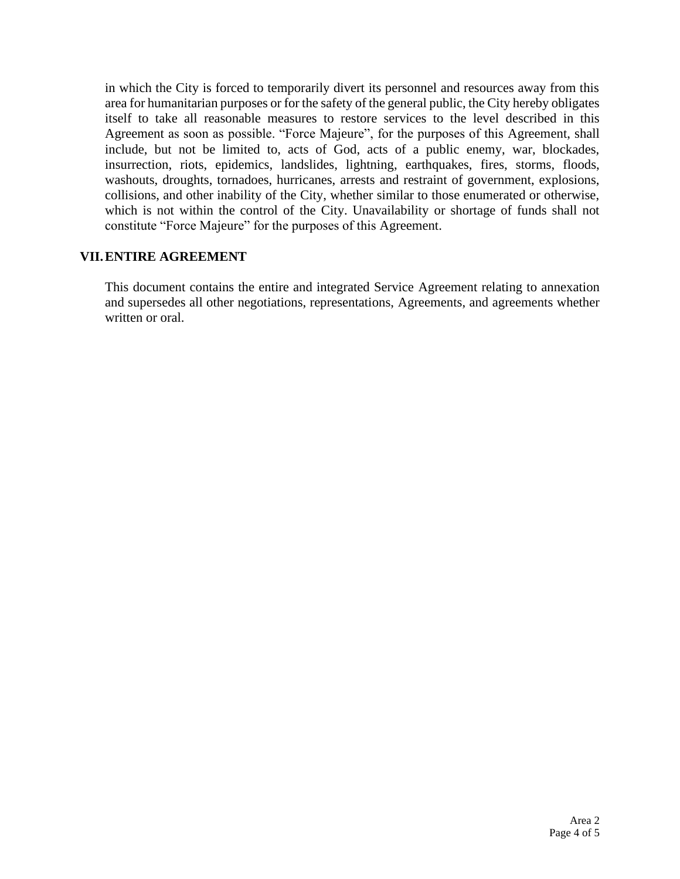in which the City is forced to temporarily divert its personnel and resources away from this area for humanitarian purposes or for the safety of the general public, the City hereby obligates itself to take all reasonable measures to restore services to the level described in this Agreement as soon as possible. "Force Majeure", for the purposes of this Agreement, shall include, but not be limited to, acts of God, acts of a public enemy, war, blockades, insurrection, riots, epidemics, landslides, lightning, earthquakes, fires, storms, floods, washouts, droughts, tornadoes, hurricanes, arrests and restraint of government, explosions, collisions, and other inability of the City, whether similar to those enumerated or otherwise, which is not within the control of the City. Unavailability or shortage of funds shall not constitute "Force Majeure" for the purposes of this Agreement.

## VII. ENTIRE AGREEMENT

This document contains the entire and integrated Service Agreement relating to annexation and supersedes all other negotiations, representations, Agreements, and agreements whether written or oral.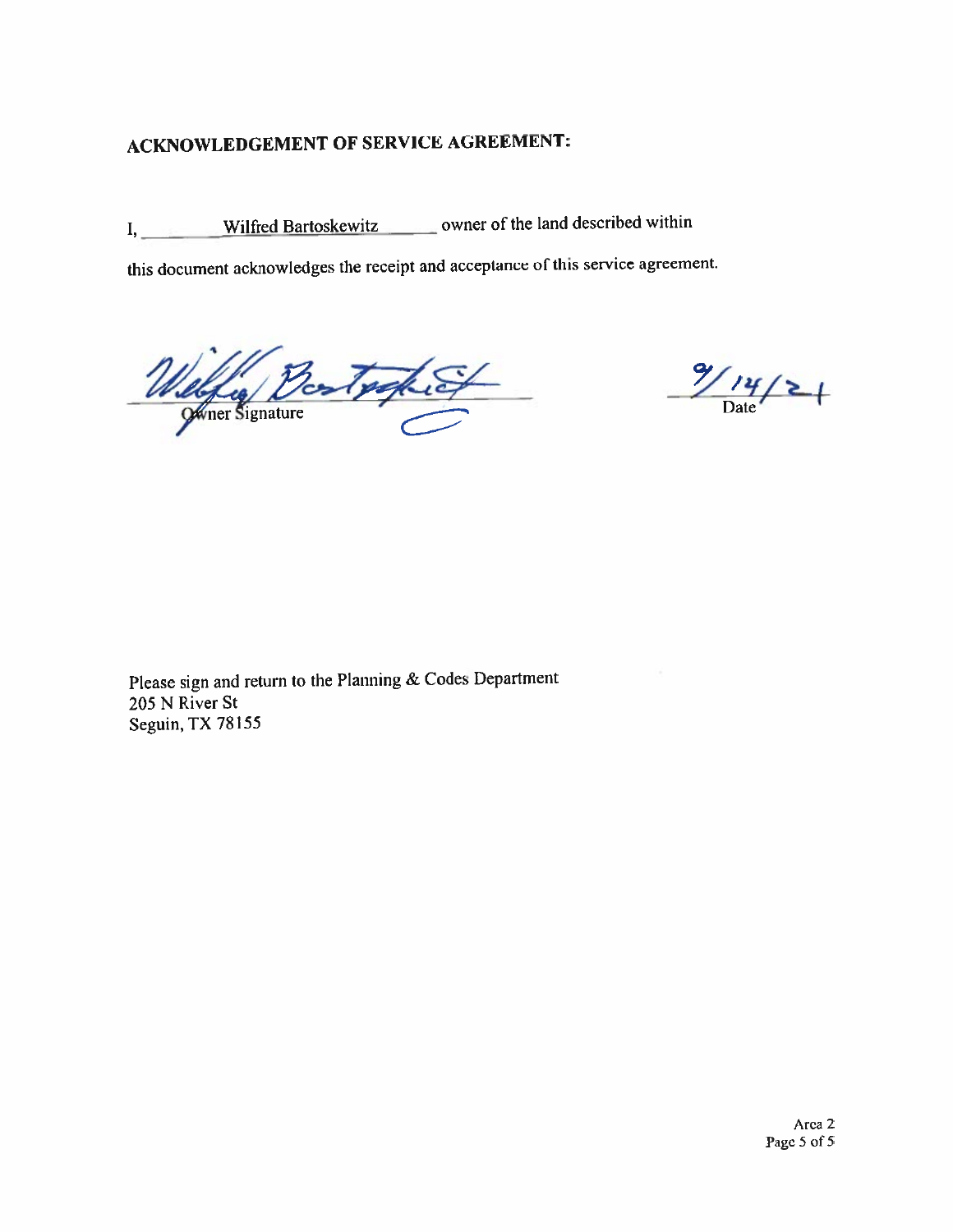## ACKNOWLEDGEMENT OF SERVICE AGREEMENT:

I, Wilfred Bartoskewitz owner of the land described within this document acknowledges the receipt and acceptance of this service agreement.

Owner Signature

9/14/21
Date

Please sign and return to the Planning & Codes Department
205 N River St
Seguin, TX 78155

Area 2